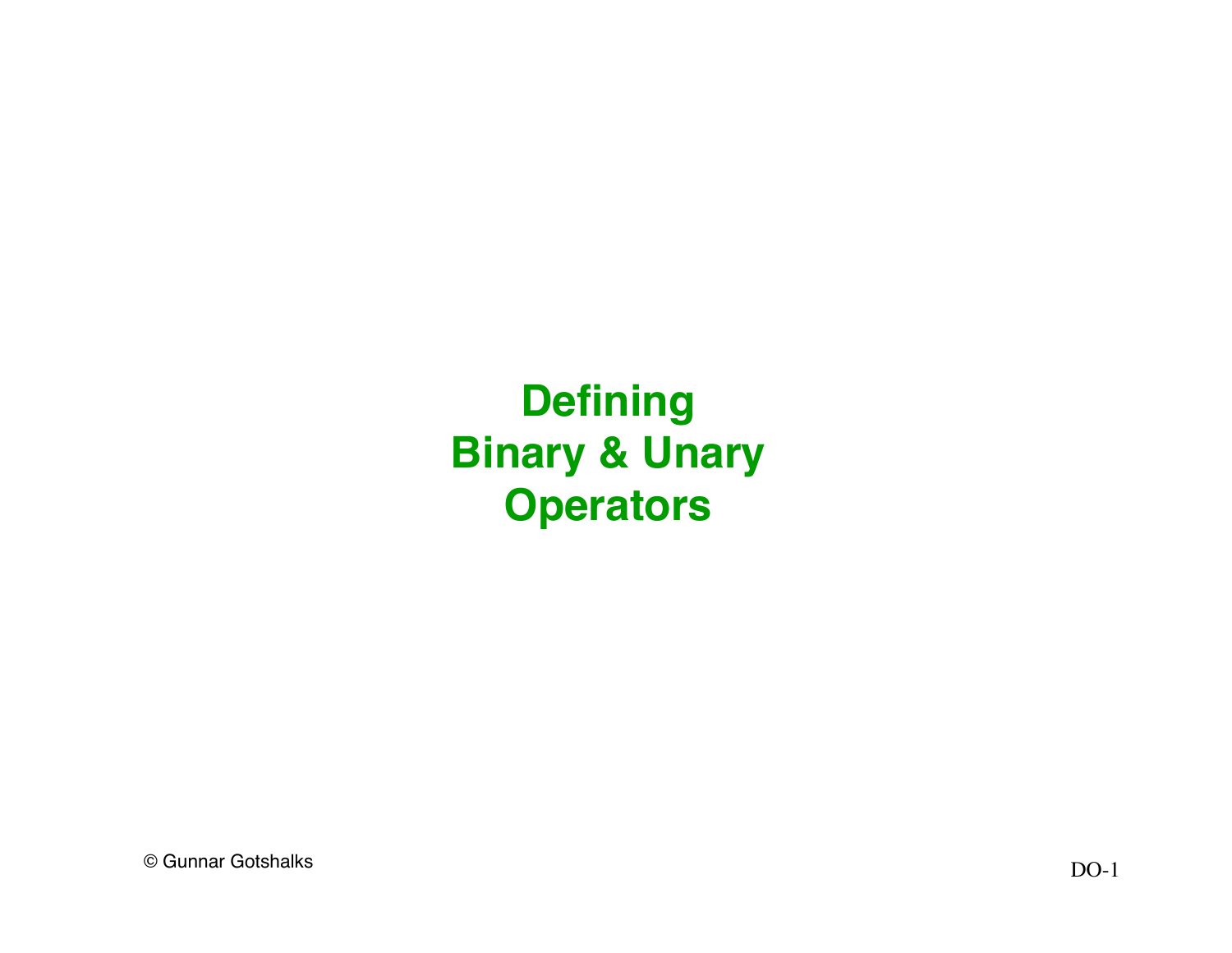# Defining Binary & Unary Operators

© Gunnar Gotshalks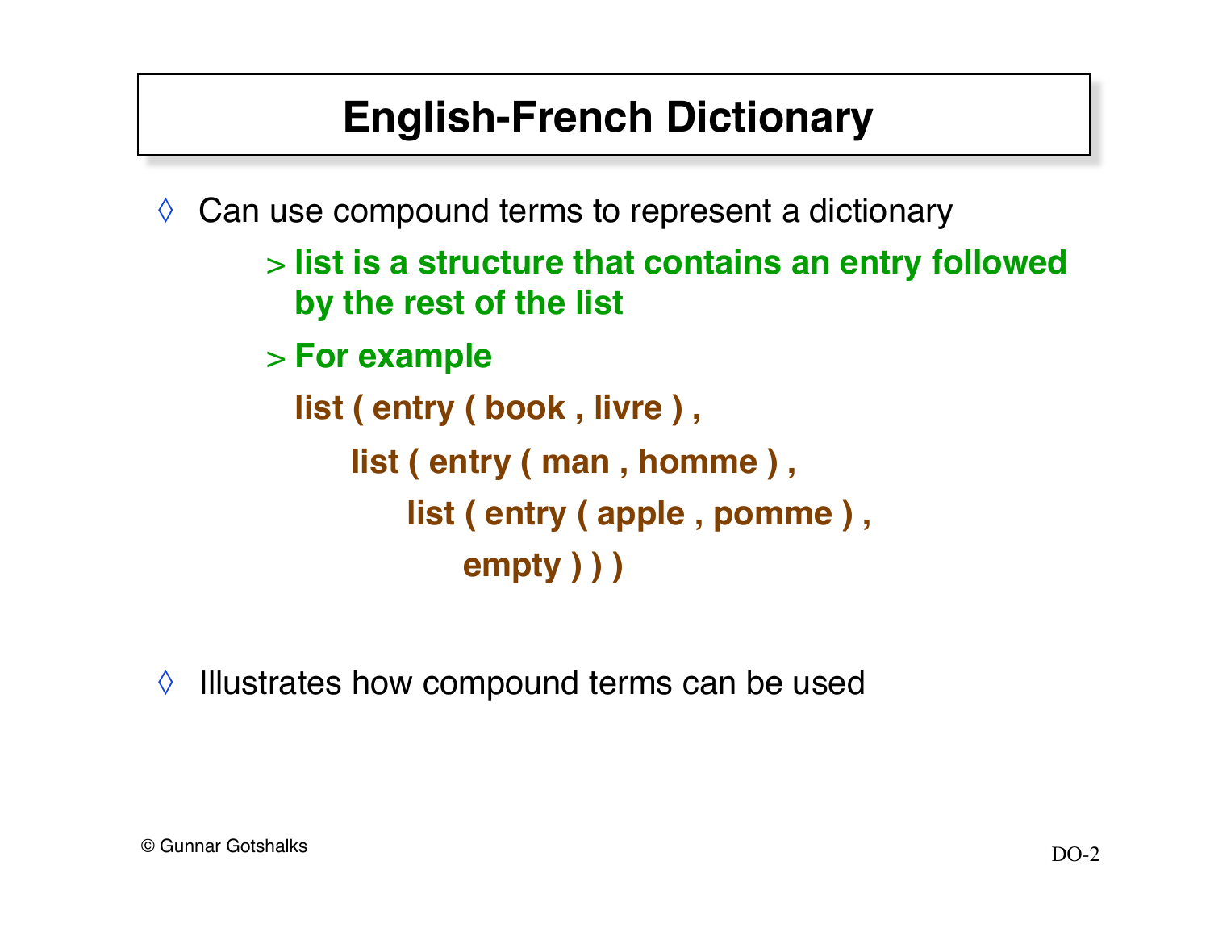# English-French Dictionary

- Can use compound terms to represent a dictionary
  - **list is a structure that contains an entry followed by the rest of the list**
  - **For example**

```
list ( entry ( book , livre ) ,
    list ( entry ( man , homme ) ,
        list ( entry ( apple , pomme ) ,
            empty ) ) )
```

- Illustrates how compound terms can be used

© Gunnar Gotshalks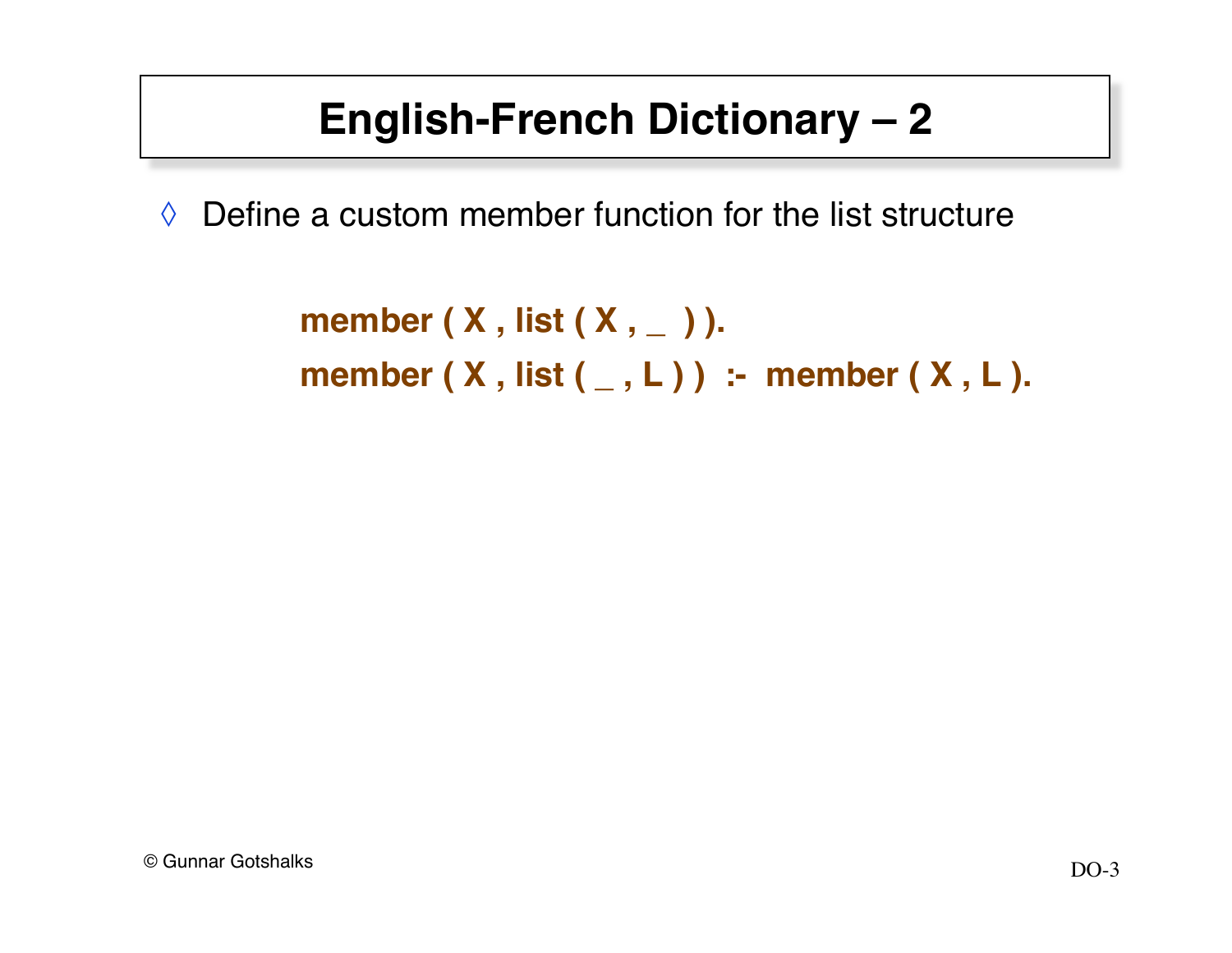# English-French Dictionary – 2

- Define a custom member function for the list structure

```
member ( X , list ( X , _  ) ).
member ( X , list ( _ , L ) )  :-  member ( X , L ).
```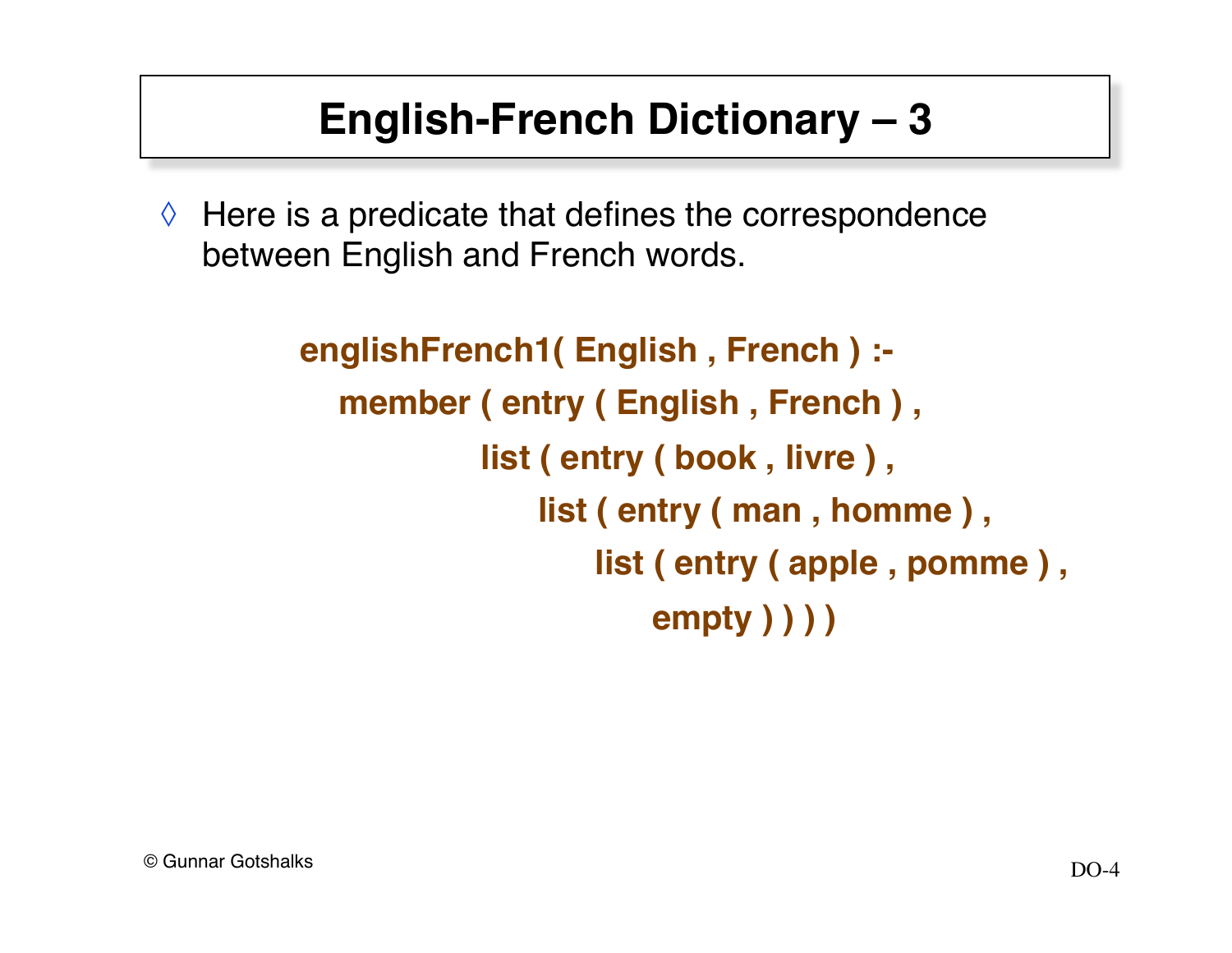# English-French Dictionary – 3

- Here is a predicate that defines the correspondence between English and French words.

```
englishFrench1( English , French ) :-
  member ( entry ( English , French ) ,
           list ( entry ( book , livre ) ,
              list ( entry ( man , homme ) ,
                 list ( entry ( apple , pomme ) ,
                    empty ) ) ) )
```

© Gunnar Gotshalks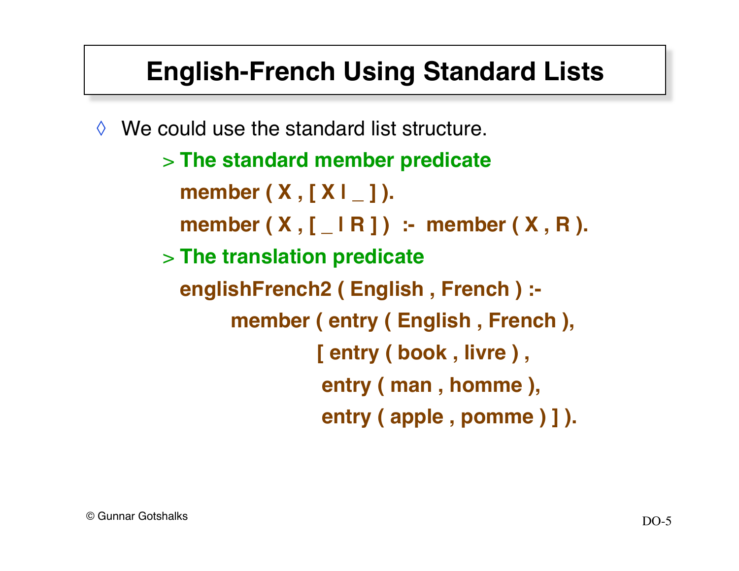# English-French Using Standard Lists

◊ We could use the standard list structure.

> **The standard member predicate**

```
member ( X , [ X | _ ] ).
member ( X , [ _ | R ] )  :-  member ( X , R ).
```

> **The translation predicate**

```
englishFrench2 ( English , French ) :-
        member ( entry ( English , French ),
                [ entry ( book , livre ) ,
                  entry ( man , homme ),
                  entry ( apple , pomme ) ] ).
```

© Gunnar Gotshalks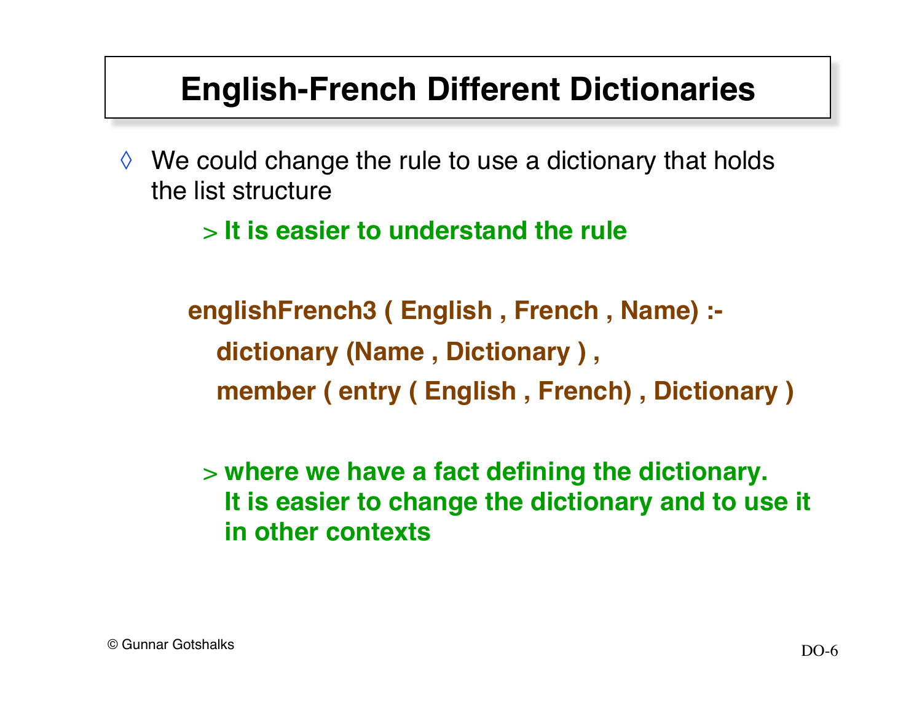# English-French Different Dictionaries

◊ We could change the rule to use a dictionary that holds the list structure

> **It is easier to understand the rule**

```
englishFrench3 ( English , French , Name) :-
  dictionary (Name , Dictionary ) ,
  member ( entry ( English , French) , Dictionary )
```

> **where we have a fact defining the dictionary. It is easier to change the dictionary and to use it in other contexts**

© Gunnar Gotshalks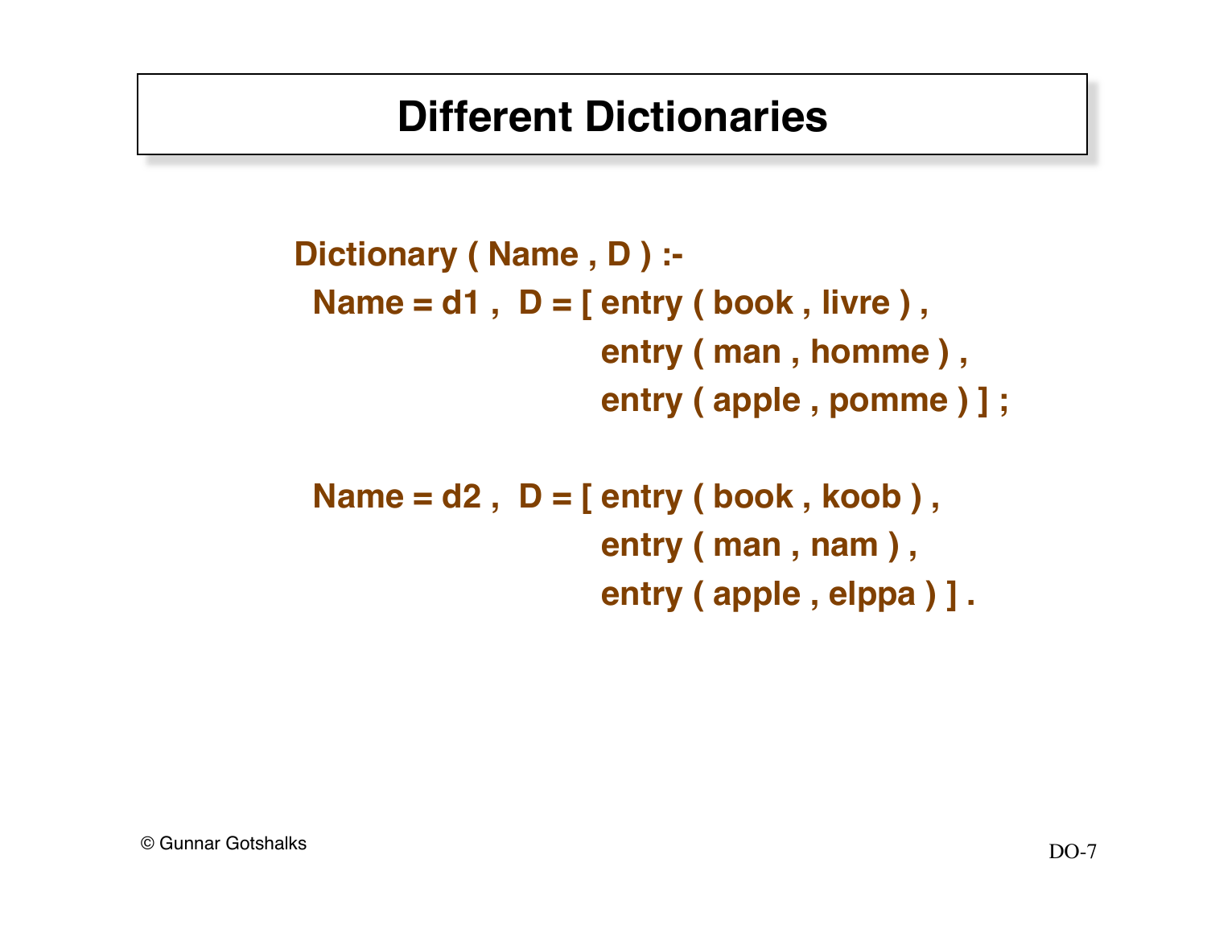# Different Dictionaries

```
Dictionary ( Name , D ) :-
  Name = d1 ,  D = [ entry ( book , livre ) ,
                     entry ( man , homme ) ,
                     entry ( apple , pomme ) ] ;

  Name = d2 ,  D = [ entry ( book , koob ) ,
                     entry ( man , nam ) ,
                     entry ( apple , elppa ) ] .
```

© Gunnar Gotshalks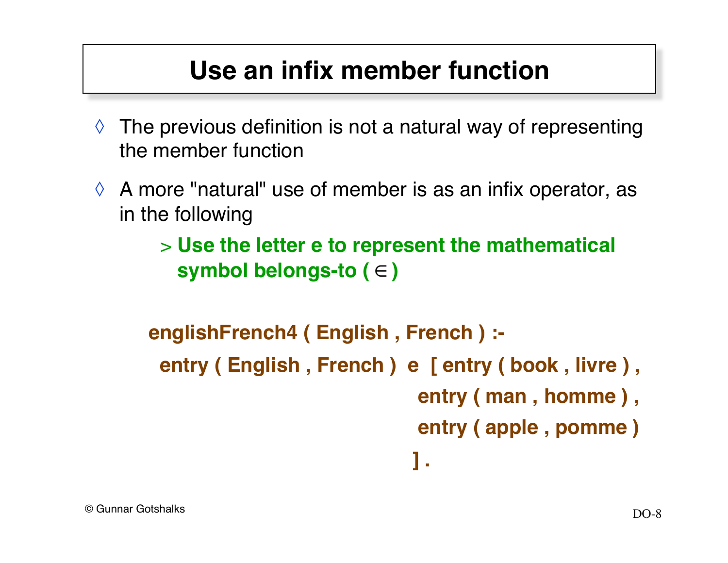# Use an infix member function

- The previous definition is not a natural way of representing the member function
- A more "natural" use of member is as an infix operator, as in the following
  - **Use the letter e to represent the mathematical symbol belongs-to ( ∈ )**

```
englishFrench4 ( English , French ) :-
  entry ( English , French )  e  [ entry ( book , livre ) ,
                                   entry ( man , homme ) ,
                                   entry ( apple , pomme )
                                 ] .
```

© Gunnar Gotshalks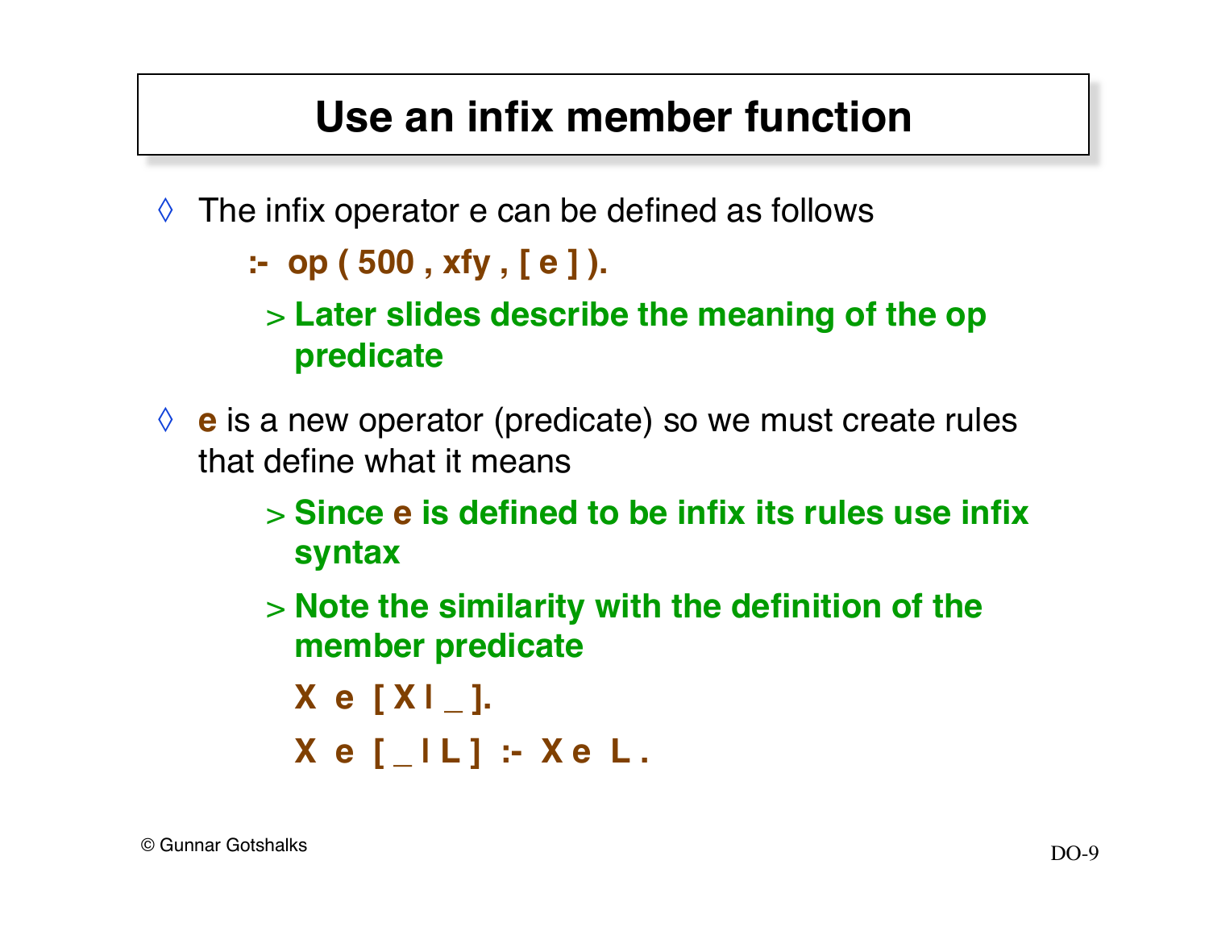# Use an infix member function

- The infix operator e can be defined as follows

```
:-  op ( 500 , xfy , [ e ] ).
```

  > **Later slides describe the meaning of the op predicate**

- **e** is a new operator (predicate) so we must create rules that define what it means

  > **Since e is defined to be infix its rules use infix syntax**

  > **Note the similarity with the definition of the member predicate**

```
X  e  [ X | _ ].
X  e  [ _ | L ]  :-  X e  L .
```

© Gunnar Gotshalks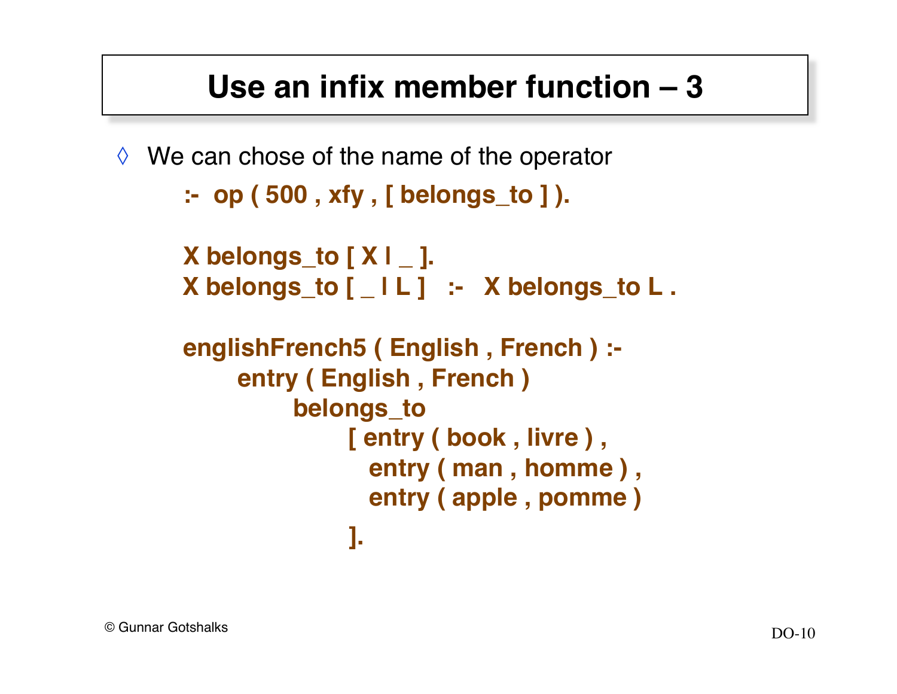# Use an infix member function – 3

◊ We can chose of the name of the operator

```
:-  op ( 500 , xfy , [ belongs_to ] ).

X belongs_to [ X | _ ].
X belongs_to [ _ | L ]   :-   X belongs_to L .

englishFrench5 ( English , French ) :-
      entry ( English , French )
            belongs_to
                  [ entry ( book , livre ) ,
                    entry ( man , homme ) ,
                    entry ( apple , pomme )
                  ].
```

© Gunnar Gotshalks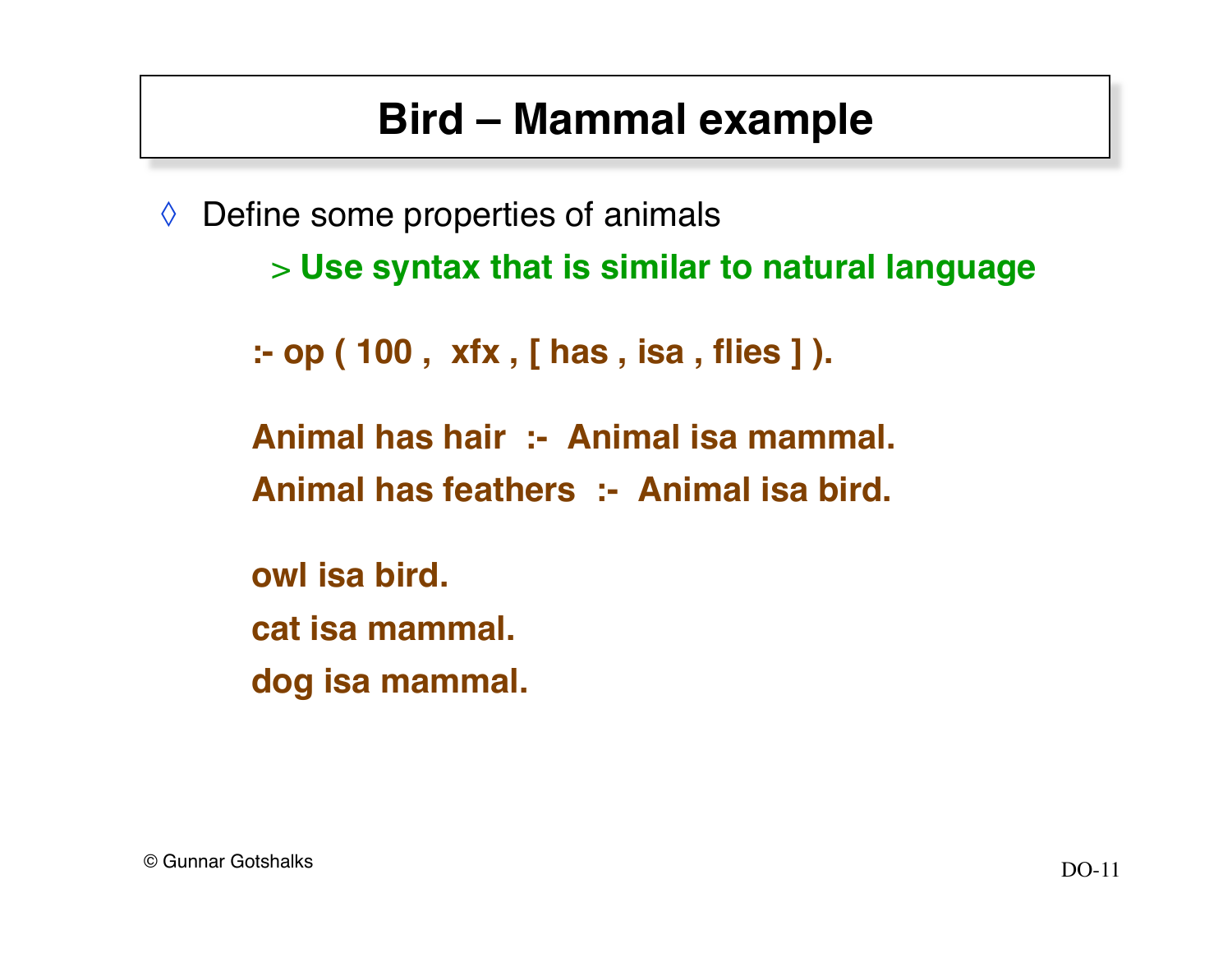# Bird – Mammal example

◊ Define some properties of animals

> **Use syntax that is similar to natural language**

```
:- op ( 100 ,  xfx , [ has , isa , flies ] ).

Animal has hair  :-  Animal isa mammal.
Animal has feathers  :-  Animal isa bird.

owl isa bird.
cat isa mammal.
dog isa mammal.
```

© Gunnar Gotshalks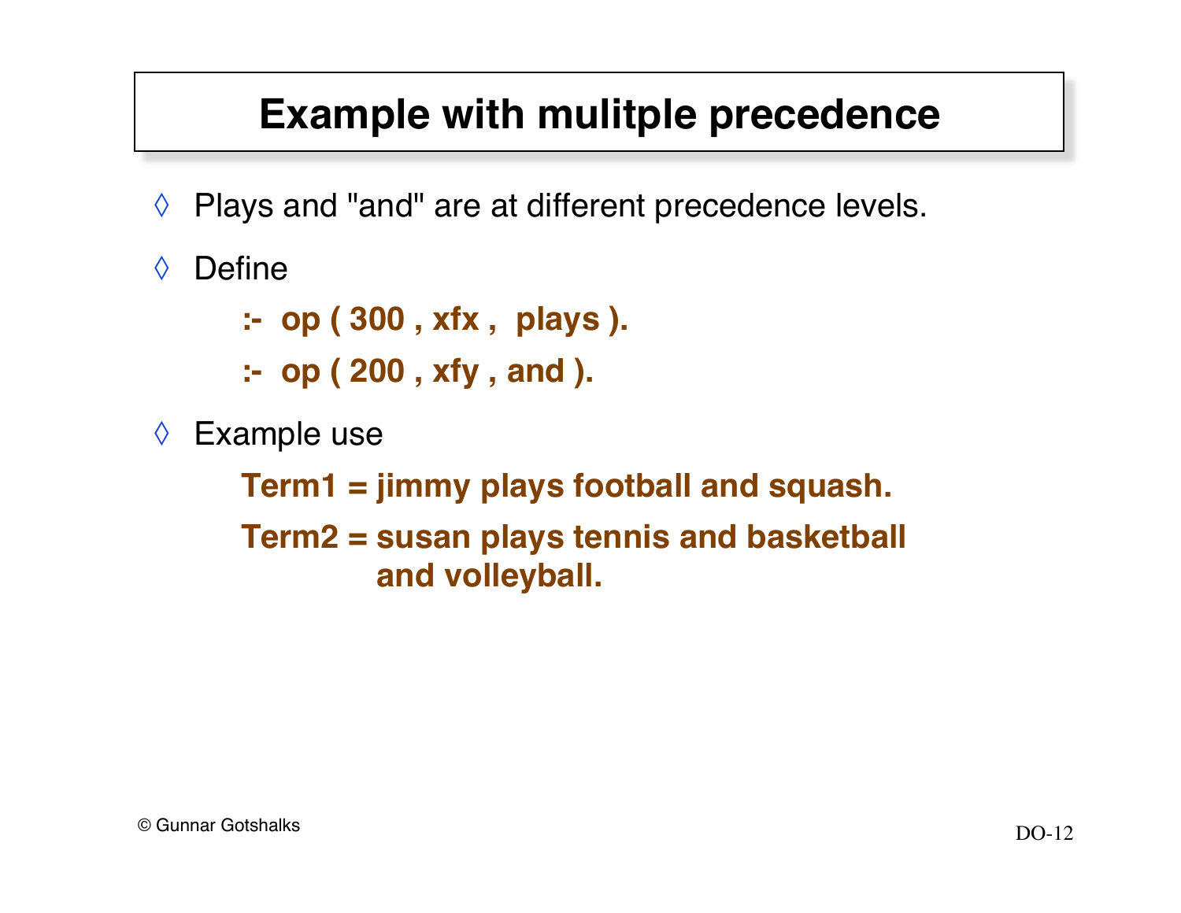# Example with mulitple precedence

- Plays and "and" are at different precedence levels.
- Define

```
:- op ( 300 , xfx ,  plays ).
:- op ( 200 , xfy , and ).
```

- Example use

```
Term1 = jimmy plays football and squash.
Term2 = susan plays tennis and basketball
        and volleyball.
```

© Gunnar Gotshalks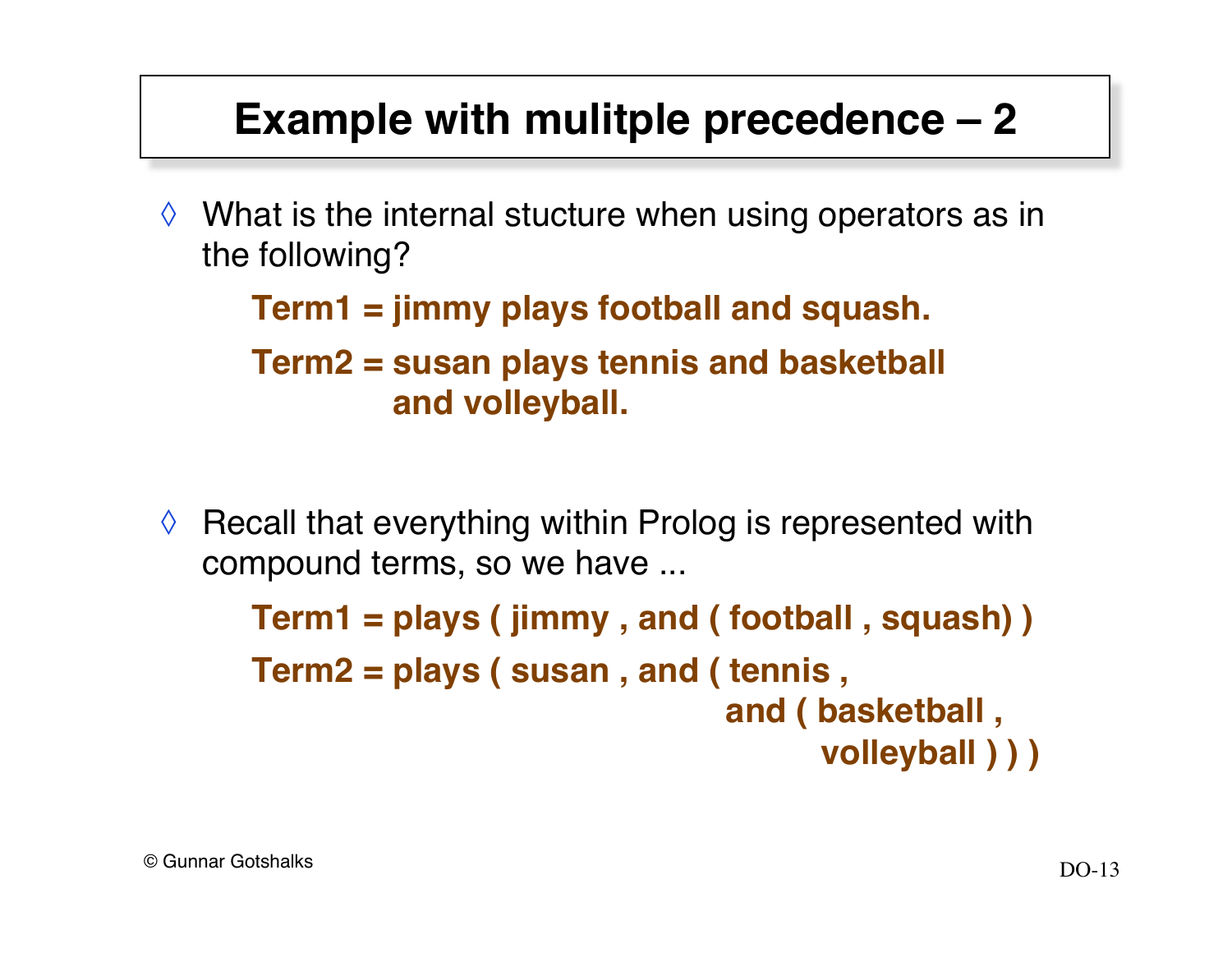# Example with mulitple precedence – 2

- What is the internal stucture when using operators as in the following?

```
Term1 = jimmy plays football and squash.
Term2 = susan plays tennis and basketball
        and volleyball.
```

- Recall that everything within Prolog is represented with compound terms, so we have ...

```
Term1 = plays ( jimmy , and ( football , squash) )
Term2 = plays ( susan , and ( tennis ,
                              and ( basketball ,
                                    volleyball ) ) )
```

© Gunnar Gotshalks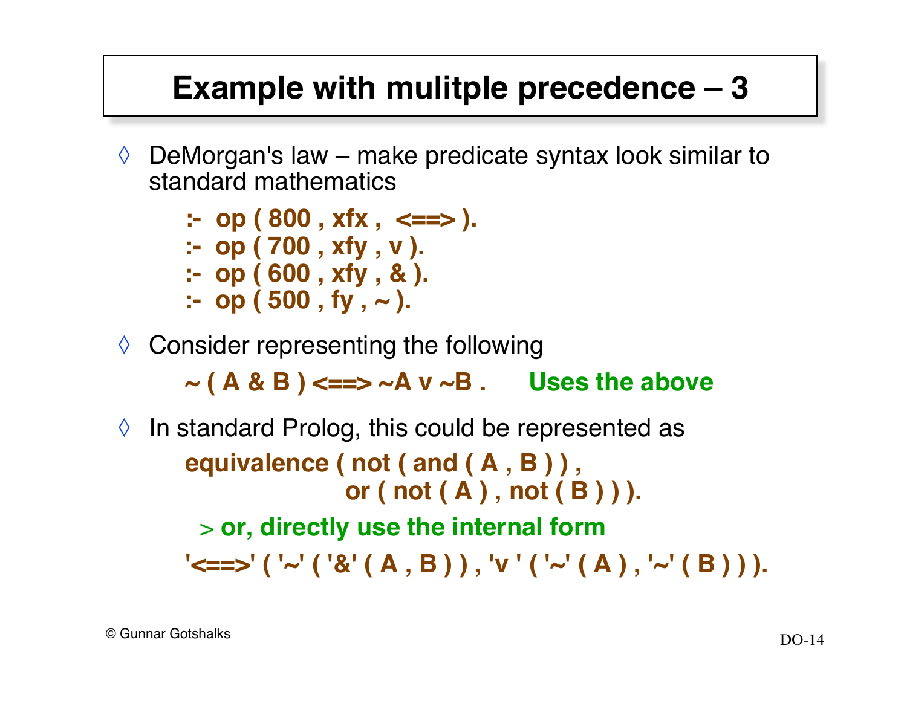# Example with mulitple precedence – 3

- DeMorgan's law – make predicate syntax look similar to standard mathematics

```
:-  op ( 800 , xfx ,  <==> ).
:-  op ( 700 , xfy , v ).
:-  op ( 600 , xfy , & ).
:-  op ( 500 , fy , ~ ).
```

- Consider representing the following

```
~ ( A & B ) <==> ~A v ~B .
```

**Uses the above**

- In standard Prolog, this could be represented as

```
equivalence ( not ( and ( A , B ) ) ,
              or ( not ( A ) , not ( B ) ) ).
```

  > **or, directly use the internal form**

```
'<==>' ( '~' ( '&' ( A , B ) ) , 'v ' ( '~' ( A ) , '~' ( B ) ) ).
```

© Gunnar Gotshalks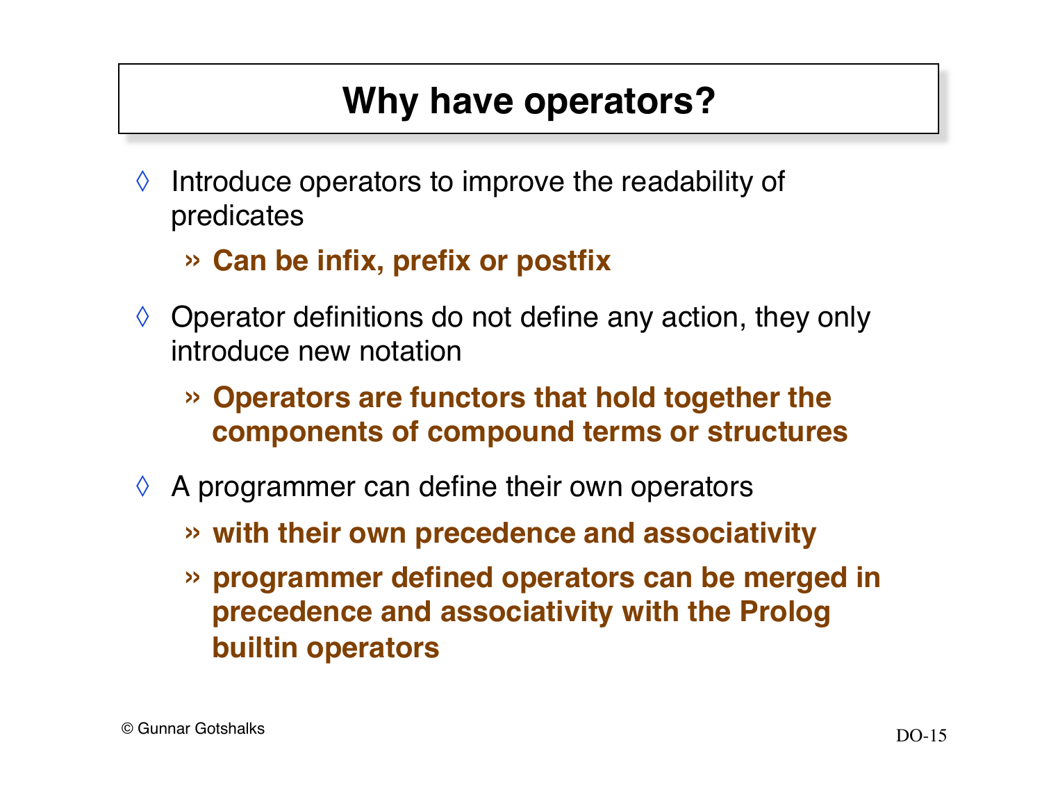# Why have operators?

- Introduce operators to improve the readability of predicates
  - **Can be infix, prefix or postfix**
- Operator definitions do not define any action, they only introduce new notation
  - **Operators are functors that hold together the components of compound terms or structures**
- A programmer can define their own operators
  - **with their own precedence and associativity**
  - **programmer defined operators can be merged in precedence and associativity with the Prolog builtin operators**

© Gunnar Gotshalks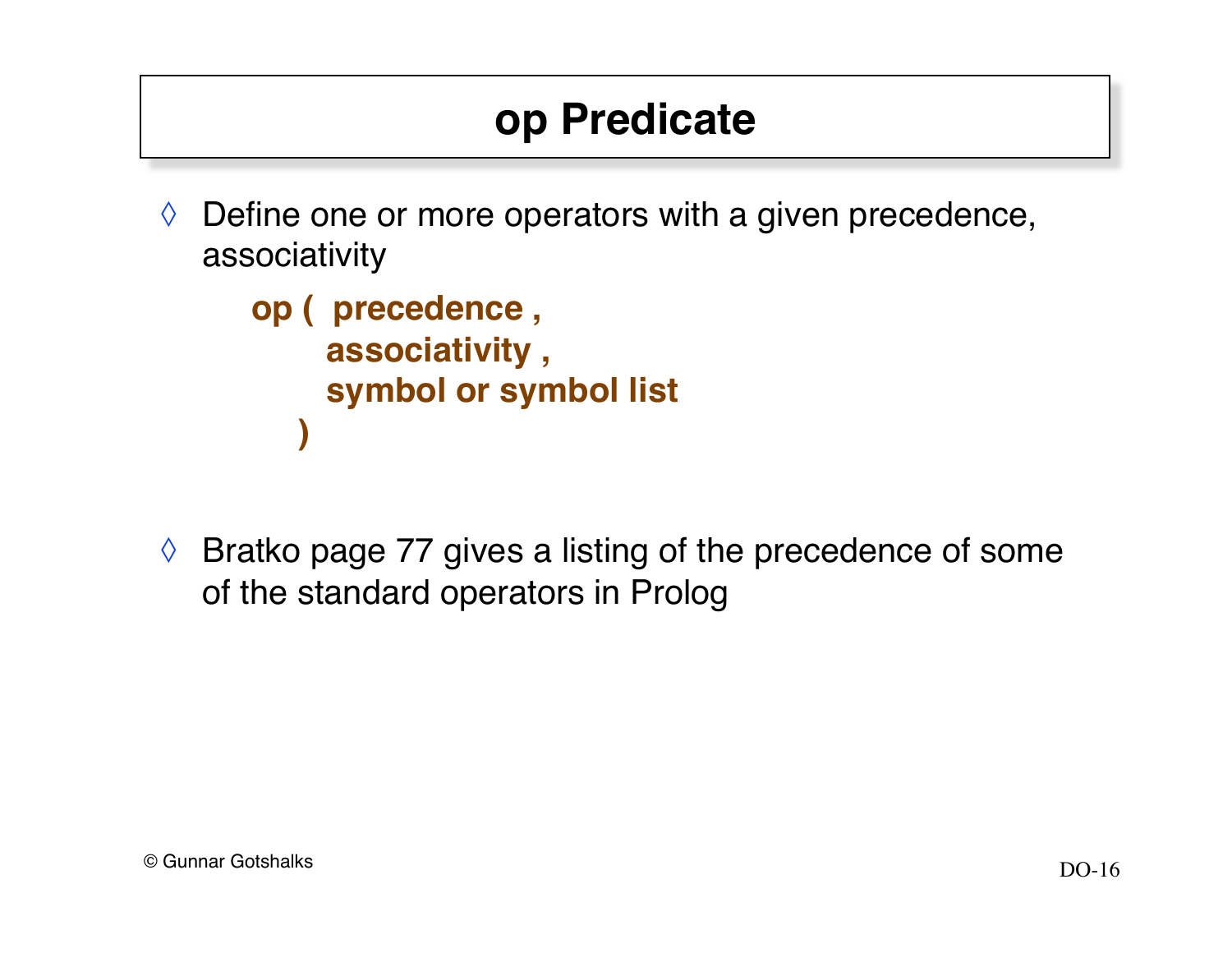# op Predicate

- Define one or more operators with a given precedence, associativity

```
op (  precedence ,
      associativity ,
      symbol or symbol list
   )
```

- Bratko page 77 gives a listing of the precedence of some of the standard operators in Prolog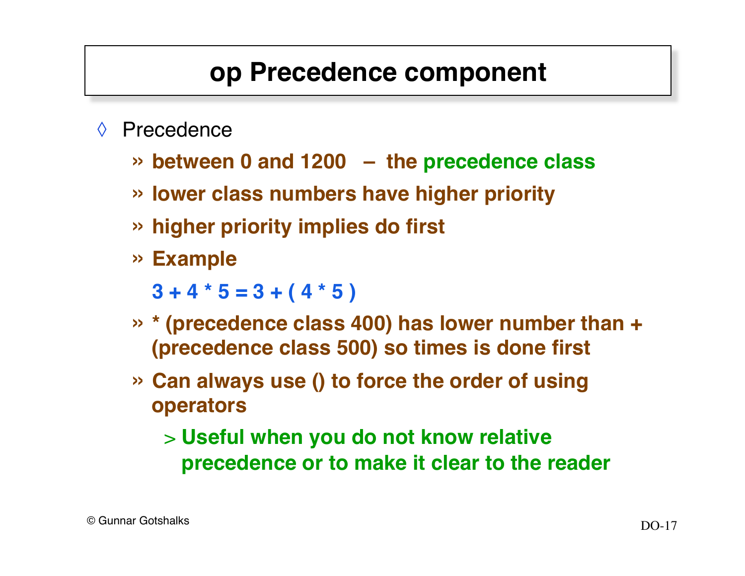# op Precedence component

- Precedence
  - **between 0 and 1200 – the precedence class**
  - **lower class numbers have higher priority**
  - **higher priority implies do first**
  - **Example**

    **3 + 4 * 5 = 3 + ( 4 * 5 )**
  - *** (precedence class 400) has lower number than + (precedence class 500) so times is done first**
  - **Can always use () to force the order of using operators**
    - **Useful when you do not know relative precedence or to make it clear to the reader**

© Gunnar Gotshalks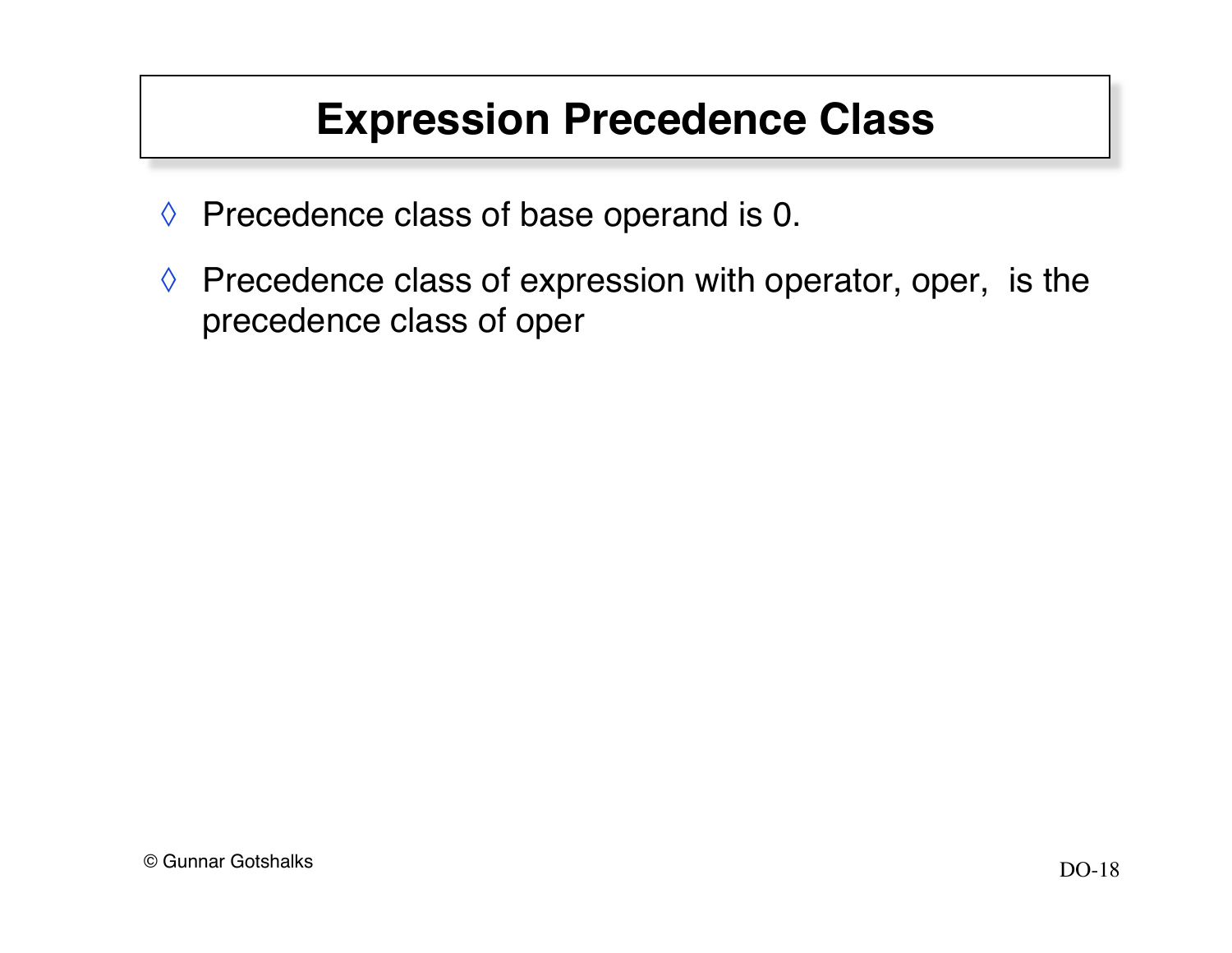# Expression Precedence Class

- Precedence class of base operand is 0.
- Precedence class of expression with operator, oper, is the precedence class of oper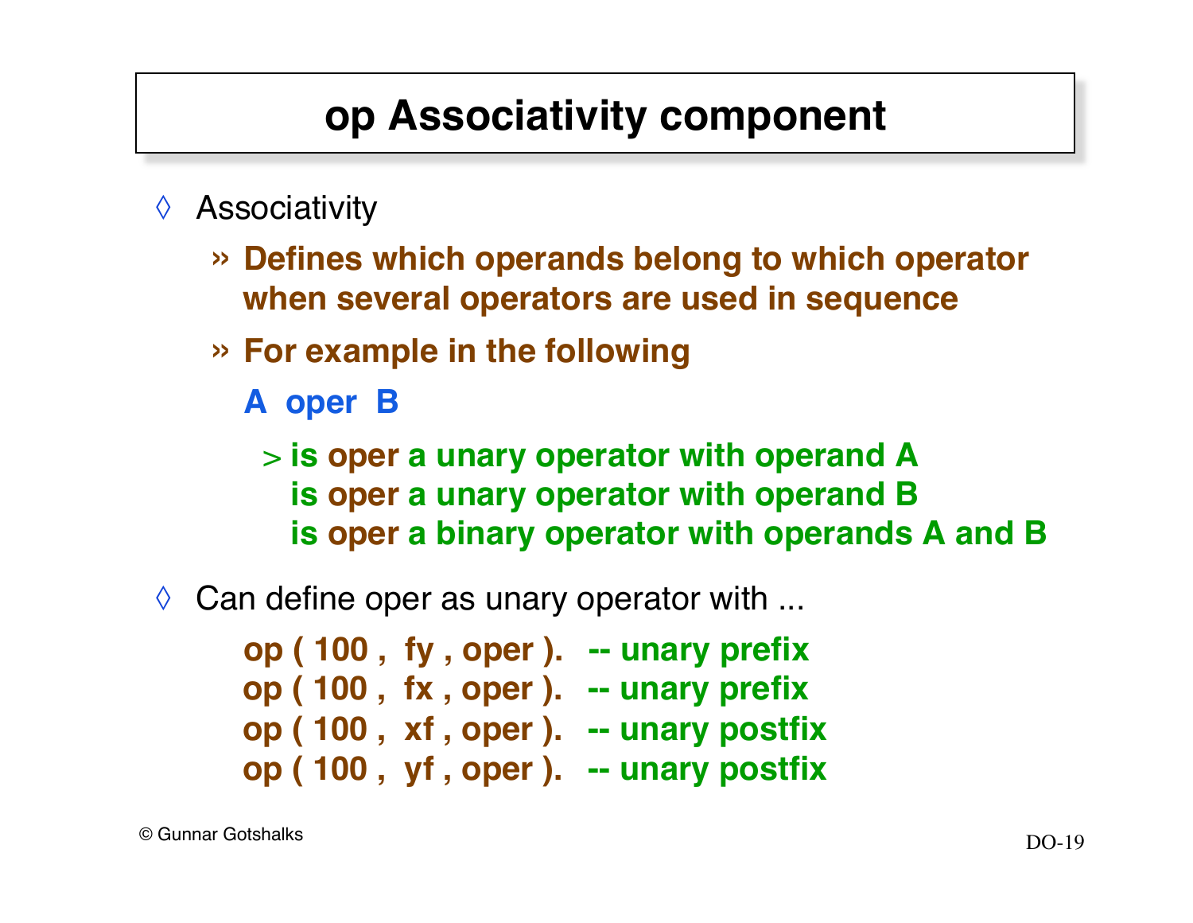# op Associativity component

- Associativity
  - **Defines which operands belong to which operator when several operators are used in sequence**
  - **For example in the following**

    **A oper B**

    - **is oper a unary operator with operand A**
      **is oper a unary operator with operand B**
      **is oper a binary operator with operands A and B**

- Can define oper as unary operator with ...

```
op ( 100 ,  fy , oper ).   -- unary prefix
op ( 100 ,  fx , oper ).   -- unary prefix
op ( 100 ,  xf , oper ).   -- unary postfix
op ( 100 ,  yf , oper ).   -- unary postfix
```

© Gunnar Gotshalks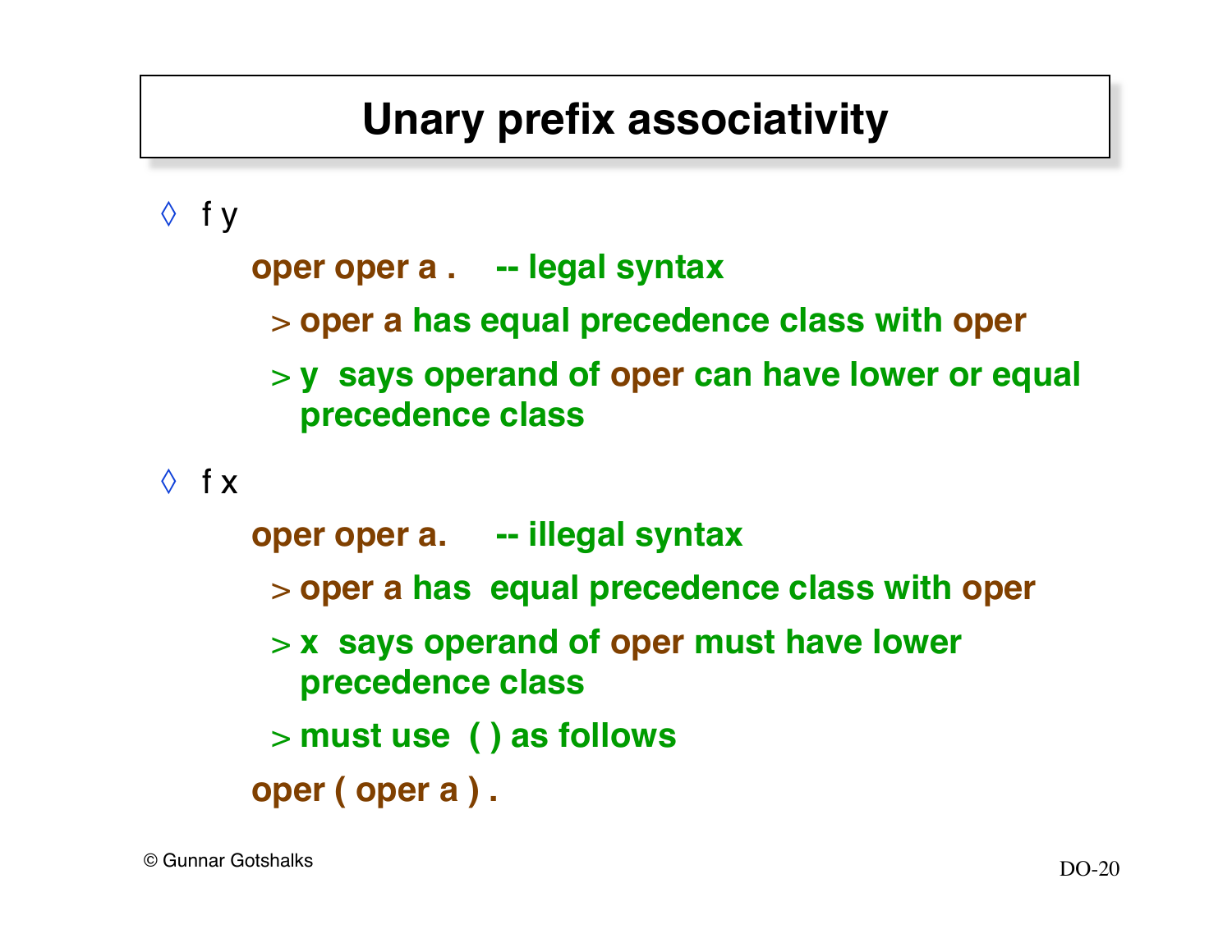# Unary prefix associativity

- f y

  ```
  oper oper a .    -- legal syntax
  ```

  - oper a has equal precedence class with oper
  - y says operand of oper can have lower or equal precedence class

- f x

  ```
  oper oper a.     -- illegal syntax
  ```

  - oper a has equal precedence class with oper
  - x says operand of oper must have lower precedence class
  - must use ( ) as follows

  ```
  oper ( oper a ) .
  ```

© Gunnar Gotshalks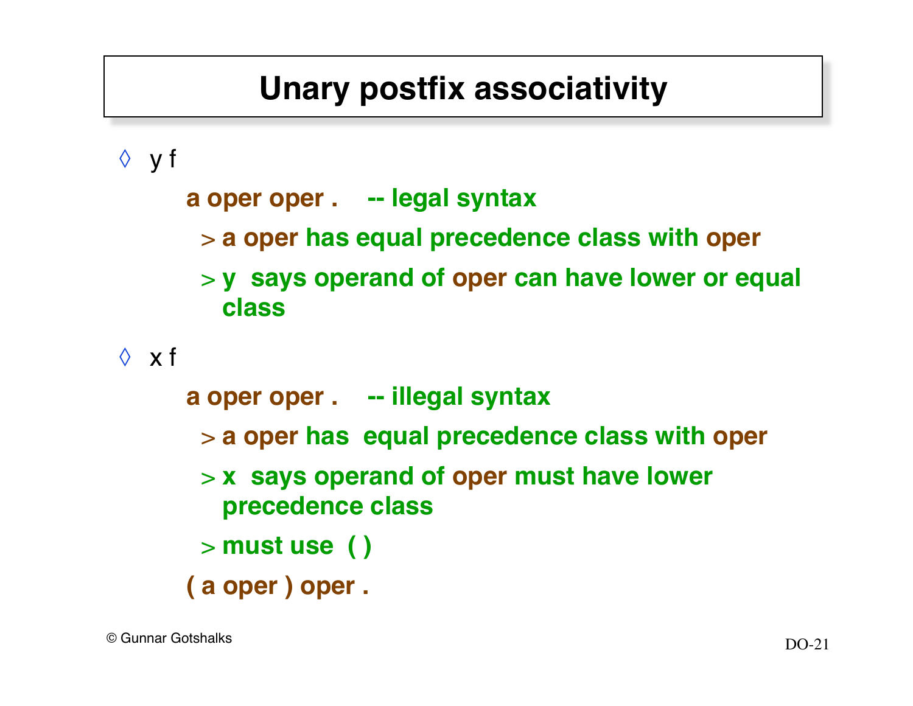# Unary postfix associativity

- y f

  **a oper oper .    -- legal syntax**

  > **a oper has equal precedence class with oper**

  > **y  says operand of oper can have lower or equal class**

- x f

  **a oper oper .    -- illegal syntax**

  > **a oper has  equal precedence class with oper**

  > **x  says operand of oper must have lower precedence class**

  > **must use  ( )**

  **( a oper ) oper .**

© Gunnar Gotshalks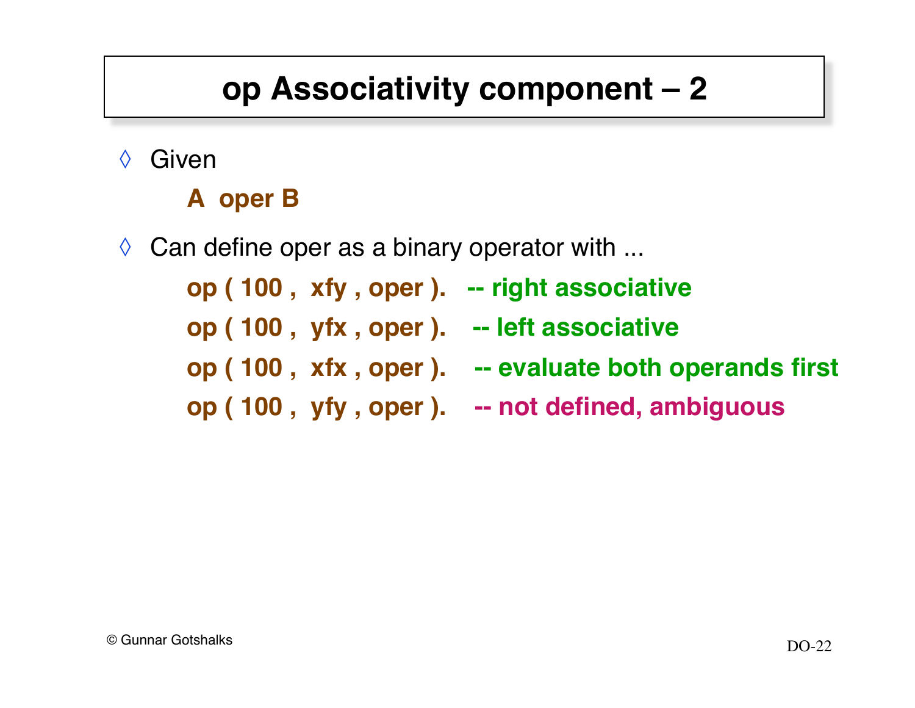# op Associativity component – 2

- Given

  **A oper B**

- Can define oper as a binary operator with ...

  **op ( 100 , xfy , oper ).** **-- right associative**

  **op ( 100 , yfx , oper ).** **-- left associative**

  **op ( 100 , xfx , oper ).** **-- evaluate both operands first**

  **op ( 100 , yfy , oper ).** **-- not defined, ambiguous**

© Gunnar Gotshalks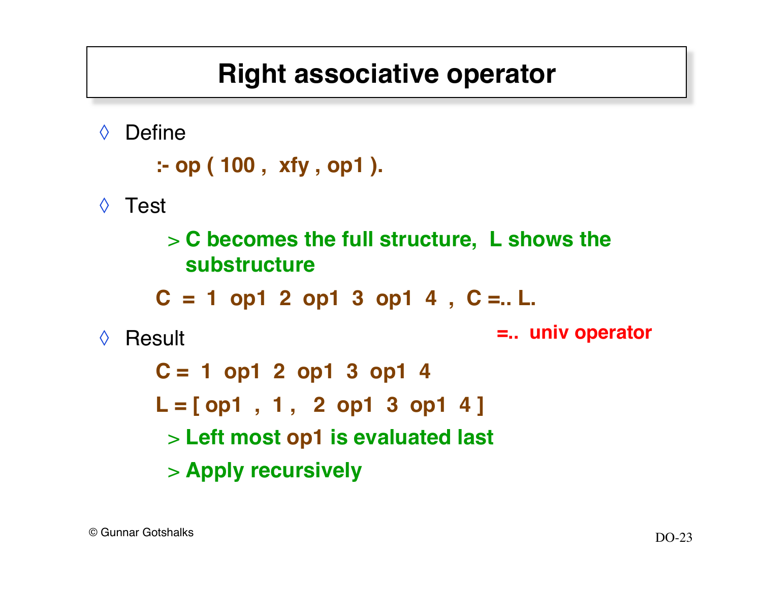# Right associative operator

- Define

```
:- op ( 100 ,  xfy , op1 ).
```

- Test
  - C becomes the full structure,  L shows the substructure

```
C  =  1  op1  2  op1  3  op1  4  ,  C =.. L.
```

=.. univ operator

- Result

```
C =  1  op1  2  op1  3  op1  4
L = [ op1  ,  1 ,   2  op1  3  op1  4 ]
```

  - Left most op1 is evaluated last
  - Apply recursively

© Gunnar Gotshalks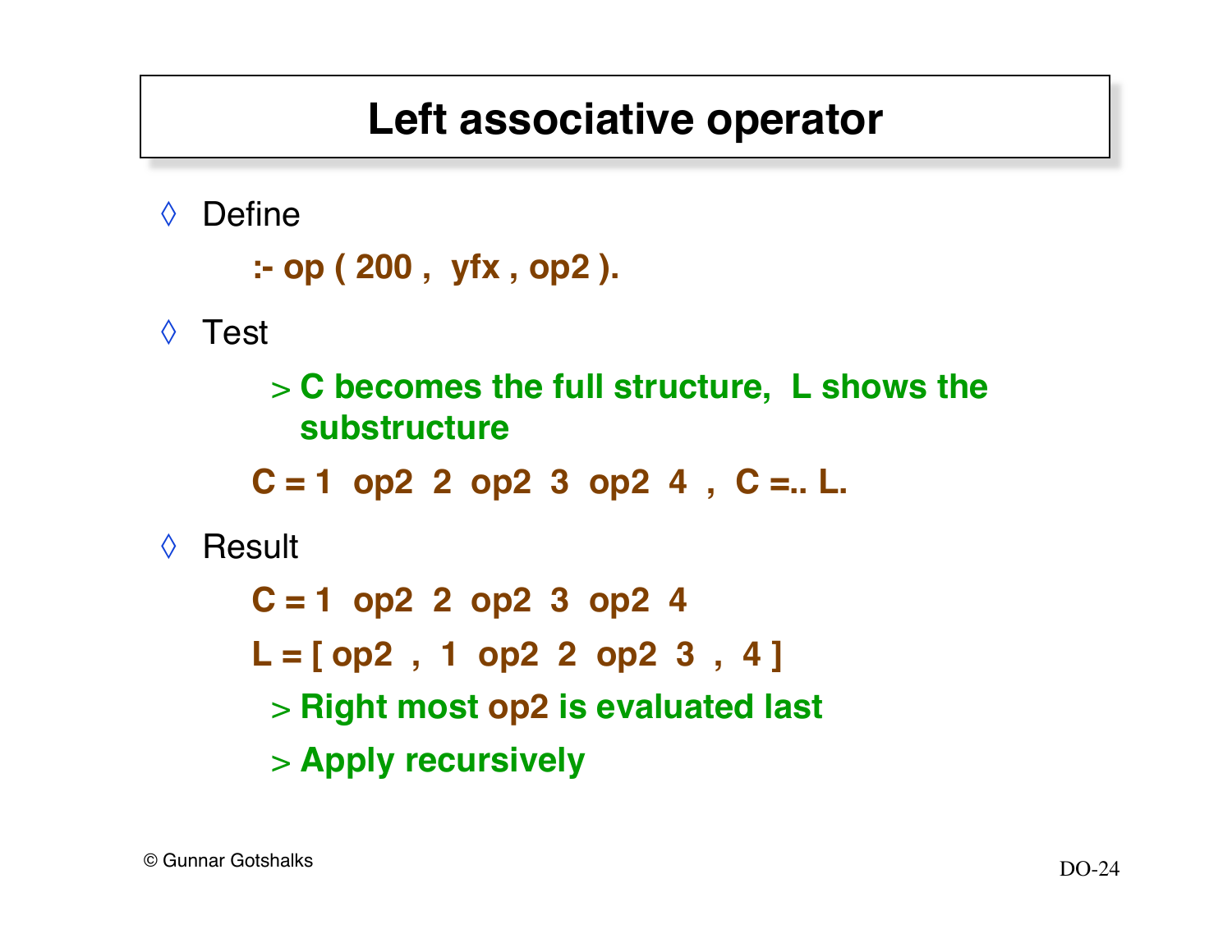# Left associative operator

- Define

```
:- op ( 200 ,  yfx , op2 ).
```

- Test
  - C becomes the full structure,  L shows the substructure

```
C = 1  op2  2  op2  3  op2  4  ,  C =.. L.
```

- Result

```
C = 1  op2  2  op2  3  op2  4
L = [ op2  ,  1  op2  2  op2  3  ,  4 ]
```

  - Right most op2 is evaluated last
  - Apply recursively

© Gunnar Gotshalks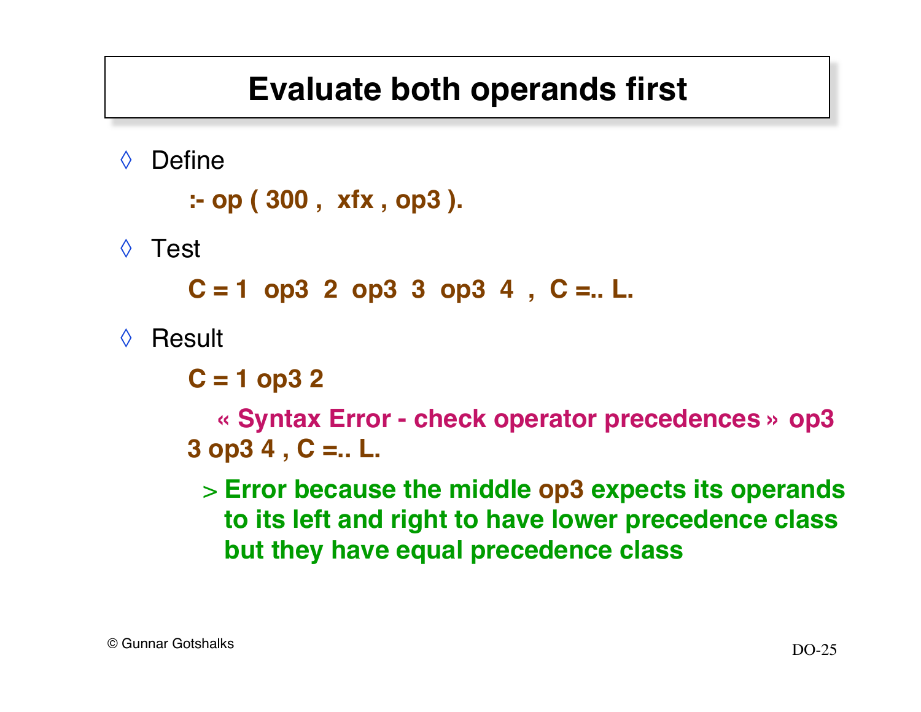# Evaluate both operands first

- Define

```
:- op ( 300 ,  xfx , op3 ).
```

- Test

```
C = 1  op3  2  op3  3  op3  4  ,  C =.. L.
```

- Result

```
C = 1 op3 2
   « Syntax Error - check operator precedences » op3
3 op3 4 , C =.. L.
```

  > Error because the middle op3 expects its operands to its left and right to have lower precedence class but they have equal precedence class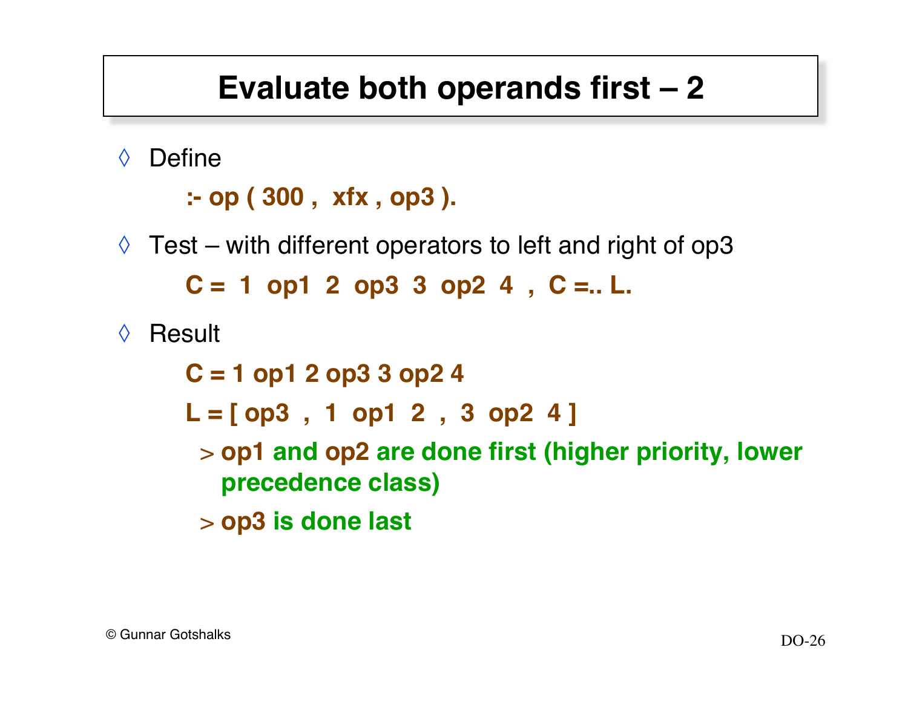# Evaluate both operands first – 2

- Define

```
:- op ( 300 ,  xfx , op3 ).
```

- Test – with different operators to left and right of op3

```
C =  1  op1  2  op3  3  op2  4  ,  C =.. L.
```

- Result

```
C = 1 op1 2 op3 3 op2 4
L = [ op3  ,  1  op1  2  ,  3  op2  4 ]
```

  - **op1 and op2 are done first (higher priority, lower precedence class)**
  - **op3 is done last**

© Gunnar Gotshalks